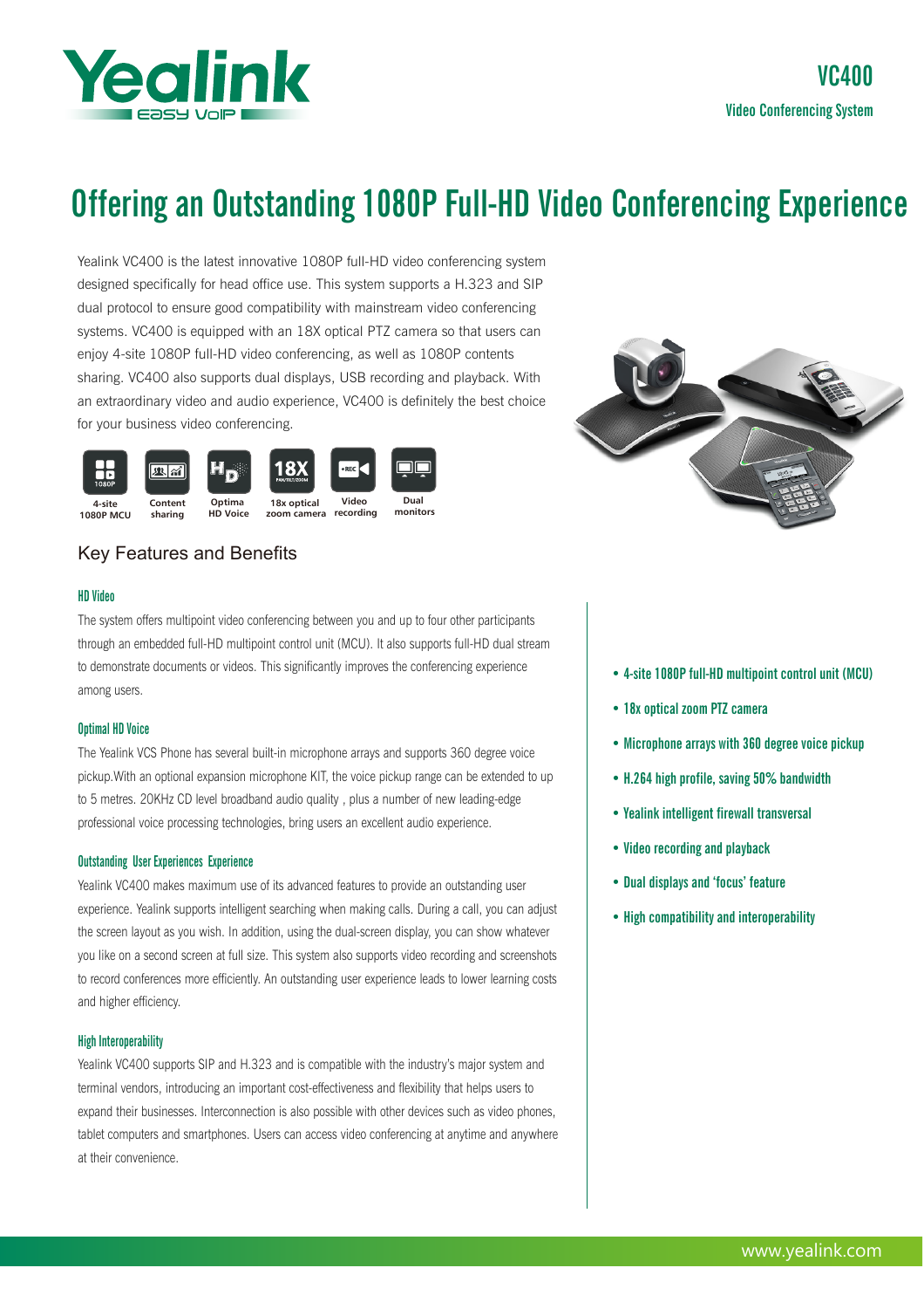Yealink EASY VoIP

# VC400

Video Conferencing System

## Offering an Outstanding 1080P Full-HD Video Conferencing Experience

Yealink VC400 is the latest innovative 1080P full-HD video conferencing system designed specifically for head office use. This system supports a H.323 and SIP dual protocol to ensure good compatibility with mainstream video conferencing systems. VC400 is equipped with an 18X optical PTZ camera so that users can enjoy 4-site 1080P full-HD video conferencing, as well as 1080P contents sharing. VC400 also supports dual displays, USB recording and playback. With an extraordinary video and audio experience, VC400 is definitely the best choice for your business video conferencing.

4-site 1080P MCU | Content sharing | Optima HD Voice | 18x optical zoom camera | Video recording | Dual monitors

## Key Features and Benefits

### HD Video

The system offers multipoint video conferencing between you and up to four other participants through an embedded full-HD multipoint control unit (MCU). It also supports full-HD dual stream to demonstrate documents or videos. This significantly improves the conferencing experience among users.

### Optimal HD Voice

The Yealink VCS Phone has several built-in microphone arrays and supports 360 degree voice pickup.With an optional expansion microphone KIT, the voice pickup range can be extended to up to 5 metres. 20KHz CD level broadband audio quality , plus a number of new leading-edge professional voice processing technologies, bring users an excellent audio experience.

### Outstanding User Experiences Experience

Yealink VC400 makes maximum use of its advanced features to provide an outstanding user experience. Yealink supports intelligent searching when making calls. During a call, you can adjust the screen layout as you wish. In addition, using the dual-screen display, you can show whatever you like on a second screen at full size. This system also supports video recording and screenshots to record conferences more efficiently. An outstanding user experience leads to lower learning costs and higher efficiency.

### High Interoperability

Yealink VC400 supports SIP and H.323 and is compatible with the industry's major system and terminal vendors, introducing an important cost-effectiveness and flexibility that helps users to expand their businesses. Interconnection is also possible with other devices such as video phones, tablet computers and smartphones. Users can access video conferencing at anytime and anywhere at their convenience.

- 4-site 1080P full-HD multipoint control unit (MCU)
- 18x optical zoom PTZ camera
- Microphone arrays with 360 degree voice pickup
- H.264 high profile, saving 50% bandwidth
- Yealink intelligent firewall transversal
- Video recording and playback
- Dual displays and 'focus' feature
- High compatibility and interoperability

www.yealink.com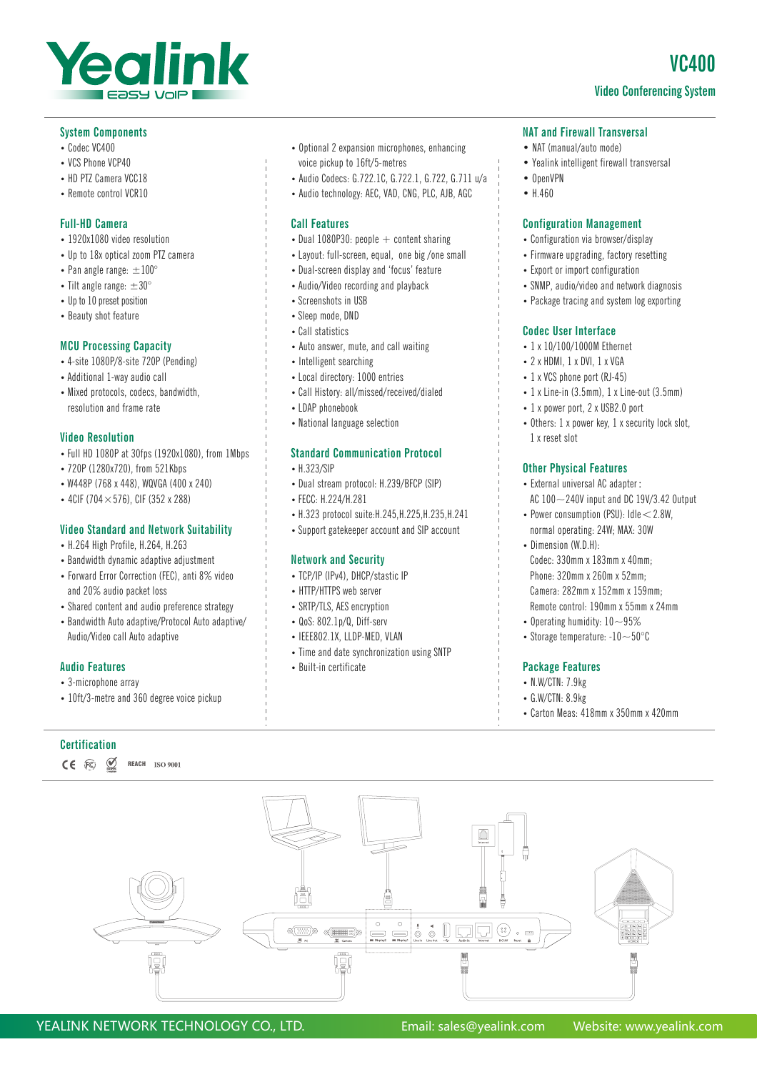# VC400

## Video Conferencing System

### System Components

- Codec VC400
- VCS Phone VCP40
- HD PTZ Camera VCC18
- Remote control VCR10

### Full-HD Camera

- 1920x1080 video resolution
- Up to 18x optical zoom PTZ camera
- Pan angle range: ±100°
- Tilt angle range: ±30°
- Up to 10 preset position
- Beauty shot feature

### MCU Processing Capacity

- 4-site 1080P/8-site 720P (Pending)
- Additional 1-way audio call
- Mixed protocols, codecs, bandwidth, resolution and frame rate

### Video Resolution

- Full HD 1080P at 30fps (1920x1080), from 1Mbps
- 720P (1280x720), from 521Kbps
- W448P (768 x 448), WQVGA (400 x 240)
- 4CIF (704×576), CIF (352 x 288)

### Video Standard and Network Suitability

- H.264 High Profile, H.264, H.263
- Bandwidth dynamic adaptive adjustment
- Forward Error Correction (FEC), anti 8% video and 20% audio packet loss
- Shared content and audio preference strategy
- Bandwidth Auto adaptive/Protocol Auto adaptive/ Audio/Video call Auto adaptive

### Audio Features

- 3-microphone array
- 10ft/3-metre and 360 degree voice pickup
- Optional 2 expansion microphones, enhancing voice pickup to 16ft/5-metres
- Audio Codecs: G.722.1C, G.722.1, G.722, G.711 u/a
- Audio technology: AEC, VAD, CNG, PLC, AJB, AGC

### Call Features

- Dual 1080P30: people + content sharing
- Layout: full-screen, equal, one big /one small
- Dual-screen display and 'focus' feature
- Audio/Video recording and playback
- Screenshots in USB
- Sleep mode, DND
- Call statistics
- Auto answer, mute, and call waiting
- Intelligent searching
- Local directory: 1000 entries
- Call History: all/missed/received/dialed
- LDAP phonebook
- National language selection

### Standard Communication Protocol

- H.323/SIP
- Dual stream protocol: H.239/BFCP (SIP)
- FECC: H.224/H.281
- H.323 protocol suite:H.245,H.225,H.235,H.241
- Support gatekeeper account and SIP account

### Network and Security

- TCP/IP (IPv4), DHCP/static IP
- HTTP/HTTPS web server
- SRTP/TLS, AES encryption
- QoS: 802.1p/Q, Diff-serv
- IEEE802.1X, LLDP-MED, VLAN
- Time and date synchronization using SNTP
- Built-in certificate

### NAT and Firewall Transversal

- NAT (manual/auto mode)
- Yealink intelligent firewall transversal
- OpenVPN
- H.460

### Configuration Management

- Configuration via browser/display
- Firmware upgrading, factory resetting
- Export or import configuration
- SNMP, audio/video and network diagnosis
- Package tracing and system log exporting

### Codec User Interface

- 1 x 10/100/1000M Ethernet
- 2 x HDMI, 1 x DVI, 1 x VGA
- 1 x VCS phone port (RJ-45)
- 1 x Line-in (3.5mm), 1 x Line-out (3.5mm)
- 1 x power port, 2 x USB2.0 port
- Others: 1 x power key, 1 x security lock slot, 1 x reset slot

### Other Physical Features

- External universal AC adapter: AC 100~240V input and DC 19V/3.42 Output
- Power consumption (PSU): Idle<2.8W, normal operating: 24W; MAX: 30W
- Dimension (W.D.H): Codec: 330mm x 183mm x 40mm; Phone: 320mm x 260m x 52mm; Camera: 282mm x 152mm x 159mm; Remote control: 190mm x 55mm x 24mm
- Operating humidity: 10~95%
- Storage temperature: -10~50°C

### Package Features

- N.W/CTN: 7.9kg
- G.W/CTN: 8.9kg
- Carton Meas: 418mm x 350mm x 420mm

### Certification

CE FC RoHS REACH ISO 9001

YEALINK NETWORK TECHNOLOGY CO., LTD. Email: sales@yealink.com Website: www.yealink.com